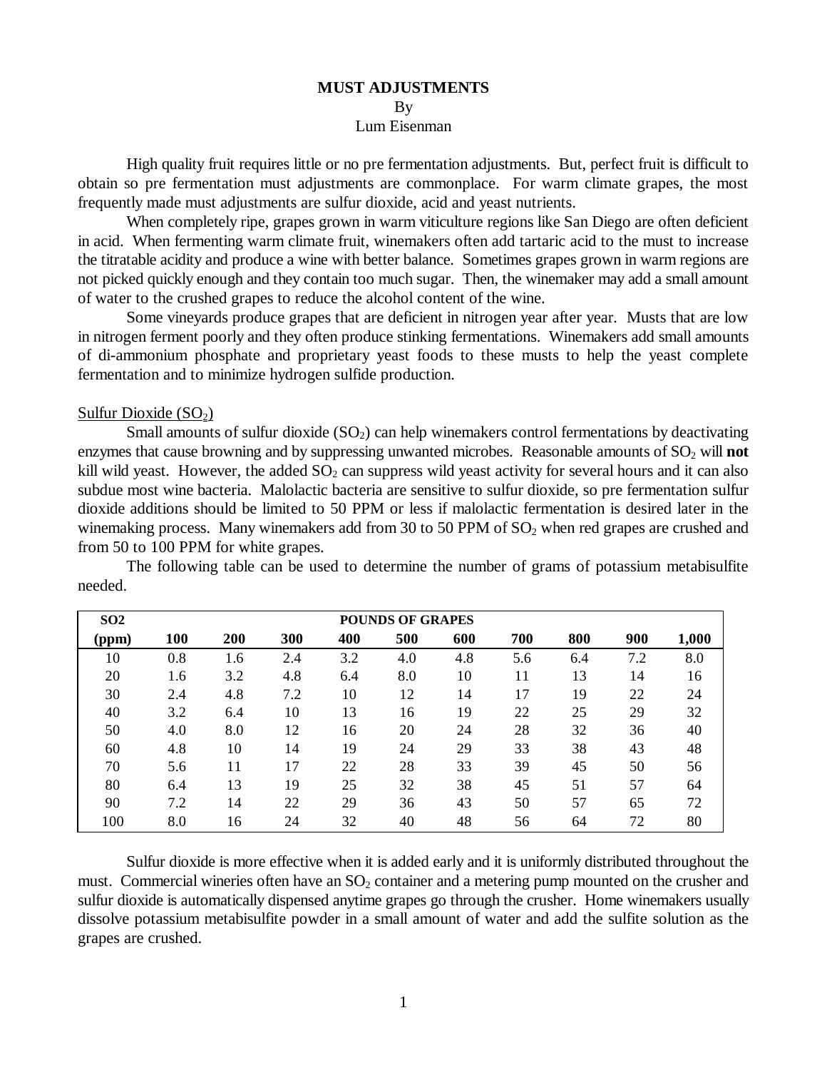# MUST ADJUSTMENTS

By

Lum Eisenman

High quality fruit requires little or no pre fermentation adjustments. But, perfect fruit is difficult to obtain so pre fermentation must adjustments are commonplace. For warm climate grapes, the most frequently made must adjustments are sulfur dioxide, acid and yeast nutrients.

When completely ripe, grapes grown in warm viticulture regions like San Diego are often deficient in acid. When fermenting warm climate fruit, winemakers often add tartaric acid to the must to increase the titratable acidity and produce a wine with better balance. Sometimes grapes grown in warm regions are not picked quickly enough and they contain too much sugar. Then, the winemaker may add a small amount of water to the crushed grapes to reduce the alcohol content of the wine.

Some vineyards produce grapes that are deficient in nitrogen year after year. Musts that are low in nitrogen ferment poorly and they often produce stinking fermentations. Winemakers add small amounts of di-ammonium phosphate and proprietary yeast foods to these musts to help the yeast complete fermentation and to minimize hydrogen sulfide production.

## Sulfur Dioxide ($SO_2$)

Small amounts of sulfur dioxide ($SO_2$) can help winemakers control fermentations by deactivating enzymes that cause browning and by suppressing unwanted microbes. Reasonable amounts of $SO_2$ will **not** kill wild yeast. However, the added $SO_2$ can suppress wild yeast activity for several hours and it can also subdue most wine bacteria. Malolactic bacteria are sensitive to sulfur dioxide, so pre fermentation sulfur dioxide additions should be limited to 50 PPM or less if malolactic fermentation is desired later in the winemaking process. Many winemakers add from 30 to 50 PPM of $SO_2$ when red grapes are crushed and from 50 to 100 PPM for white grapes.

The following table can be used to determine the number of grams of potassium metabisulfite needed.

| SO2 | POUNDS OF GRAPES | | | | | | | | | |
|---|---|---|---|---|---|---|---|---|---|---|
| (ppm) | 100 | 200 | 300 | 400 | 500 | 600 | 700 | 800 | 900 | 1,000 |
| 10 | 0.8 | 1.6 | 2.4 | 3.2 | 4.0 | 4.8 | 5.6 | 6.4 | 7.2 | 8.0 |
| 20 | 1.6 | 3.2 | 4.8 | 6.4 | 8.0 | 10 | 11 | 13 | 14 | 16 |
| 30 | 2.4 | 4.8 | 7.2 | 10 | 12 | 14 | 17 | 19 | 22 | 24 |
| 40 | 3.2 | 6.4 | 10 | 13 | 16 | 19 | 22 | 25 | 29 | 32 |
| 50 | 4.0 | 8.0 | 12 | 16 | 20 | 24 | 28 | 32 | 36 | 40 |
| 60 | 4.8 | 10 | 14 | 19 | 24 | 29 | 33 | 38 | 43 | 48 |
| 70 | 5.6 | 11 | 17 | 22 | 28 | 33 | 39 | 45 | 50 | 56 |
| 80 | 6.4 | 13 | 19 | 25 | 32 | 38 | 45 | 51 | 57 | 64 |
| 90 | 7.2 | 14 | 22 | 29 | 36 | 43 | 50 | 57 | 65 | 72 |
| 100 | 8.0 | 16 | 24 | 32 | 40 | 48 | 56 | 64 | 72 | 80 |

Sulfur dioxide is more effective when it is added early and it is uniformly distributed throughout the must. Commercial wineries often have an $SO_2$ container and a metering pump mounted on the crusher and sulfur dioxide is automatically dispensed anytime grapes go through the crusher. Home winemakers usually dissolve potassium metabisulfite powder in a small amount of water and add the sulfite solution as the grapes are crushed.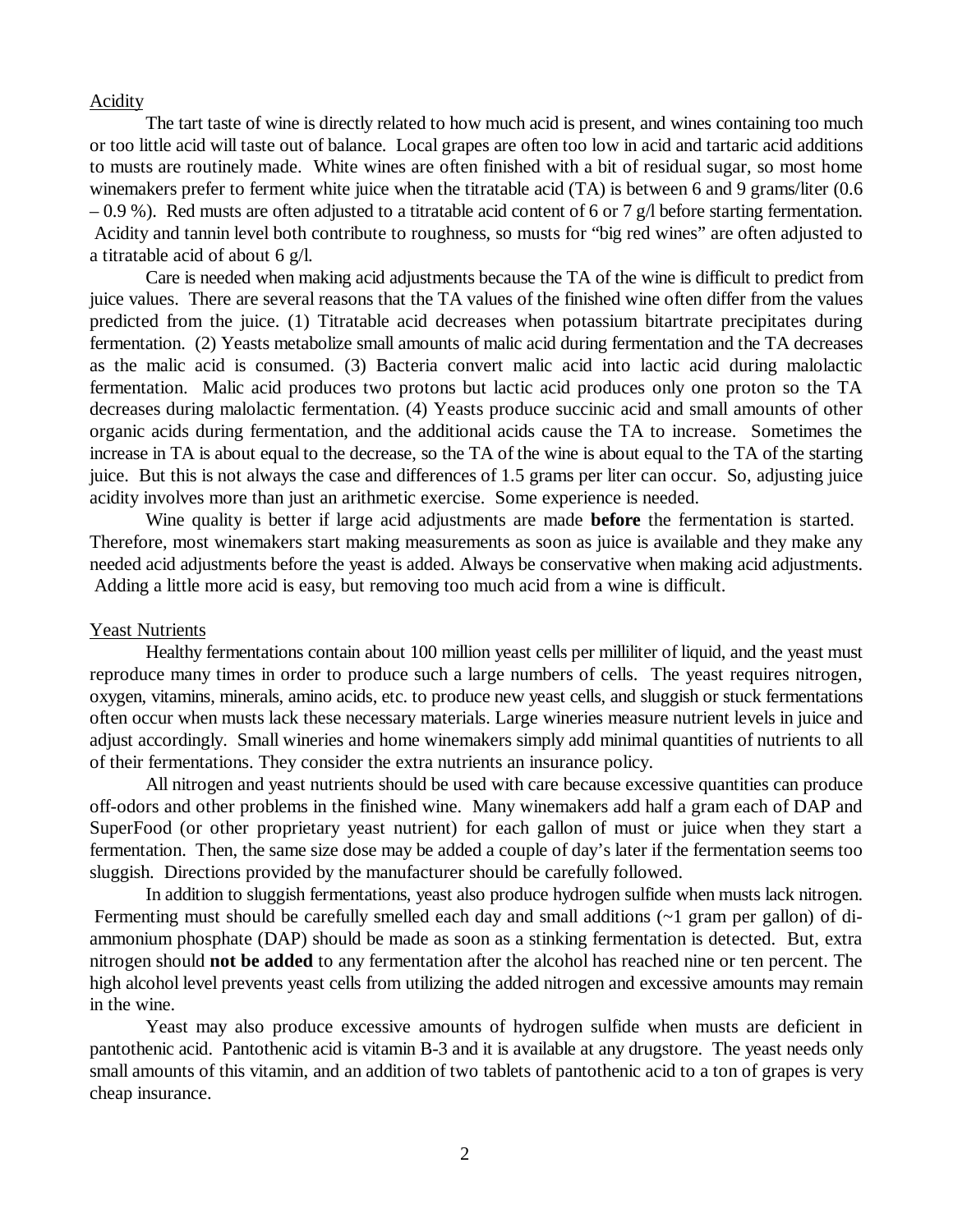## Acidity

The tart taste of wine is directly related to how much acid is present, and wines containing too much or too little acid will taste out of balance. Local grapes are often too low in acid and tartaric acid additions to musts are routinely made. White wines are often finished with a bit of residual sugar, so most home winemakers prefer to ferment white juice when the titratable acid (TA) is between 6 and 9 grams/liter (0.6 – 0.9 %). Red musts are often adjusted to a titratable acid content of 6 or 7 g/l before starting fermentation. Acidity and tannin level both contribute to roughness, so musts for "big red wines" are often adjusted to a titratable acid of about 6 g/l.

Care is needed when making acid adjustments because the TA of the wine is difficult to predict from juice values. There are several reasons that the TA values of the finished wine often differ from the values predicted from the juice. (1) Titratable acid decreases when potassium bitartrate precipitates during fermentation. (2) Yeasts metabolize small amounts of malic acid during fermentation and the TA decreases as the malic acid is consumed. (3) Bacteria convert malic acid into lactic acid during malolactic fermentation. Malic acid produces two protons but lactic acid produces only one proton so the TA decreases during malolactic fermentation. (4) Yeasts produce succinic acid and small amounts of other organic acids during fermentation, and the additional acids cause the TA to increase. Sometimes the increase in TA is about equal to the decrease, so the TA of the wine is about equal to the TA of the starting juice. But this is not always the case and differences of 1.5 grams per liter can occur. So, adjusting juice acidity involves more than just an arithmetic exercise. Some experience is needed.

Wine quality is better if large acid adjustments are made **before** the fermentation is started. Therefore, most winemakers start making measurements as soon as juice is available and they make any needed acid adjustments before the yeast is added. Always be conservative when making acid adjustments. Adding a little more acid is easy, but removing too much acid from a wine is difficult.

## Yeast Nutrients

Healthy fermentations contain about 100 million yeast cells per milliliter of liquid, and the yeast must reproduce many times in order to produce such a large numbers of cells. The yeast requires nitrogen, oxygen, vitamins, minerals, amino acids, etc. to produce new yeast cells, and sluggish or stuck fermentations often occur when musts lack these necessary materials. Large wineries measure nutrient levels in juice and adjust accordingly. Small wineries and home winemakers simply add minimal quantities of nutrients to all of their fermentations. They consider the extra nutrients an insurance policy.

All nitrogen and yeast nutrients should be used with care because excessive quantities can produce off-odors and other problems in the finished wine. Many winemakers add half a gram each of DAP and SuperFood (or other proprietary yeast nutrient) for each gallon of must or juice when they start a fermentation. Then, the same size dose may be added a couple of day's later if the fermentation seems too sluggish. Directions provided by the manufacturer should be carefully followed.

In addition to sluggish fermentations, yeast also produce hydrogen sulfide when musts lack nitrogen. Fermenting must should be carefully smelled each day and small additions (~1 gram per gallon) of di-ammonium phosphate (DAP) should be made as soon as a stinking fermentation is detected. But, extra nitrogen should **not be added** to any fermentation after the alcohol has reached nine or ten percent. The high alcohol level prevents yeast cells from utilizing the added nitrogen and excessive amounts may remain in the wine.

Yeast may also produce excessive amounts of hydrogen sulfide when musts are deficient in pantothenic acid. Pantothenic acid is vitamin B-3 and it is available at any drugstore. The yeast needs only small amounts of this vitamin, and an addition of two tablets of pantothenic acid to a ton of grapes is very cheap insurance.